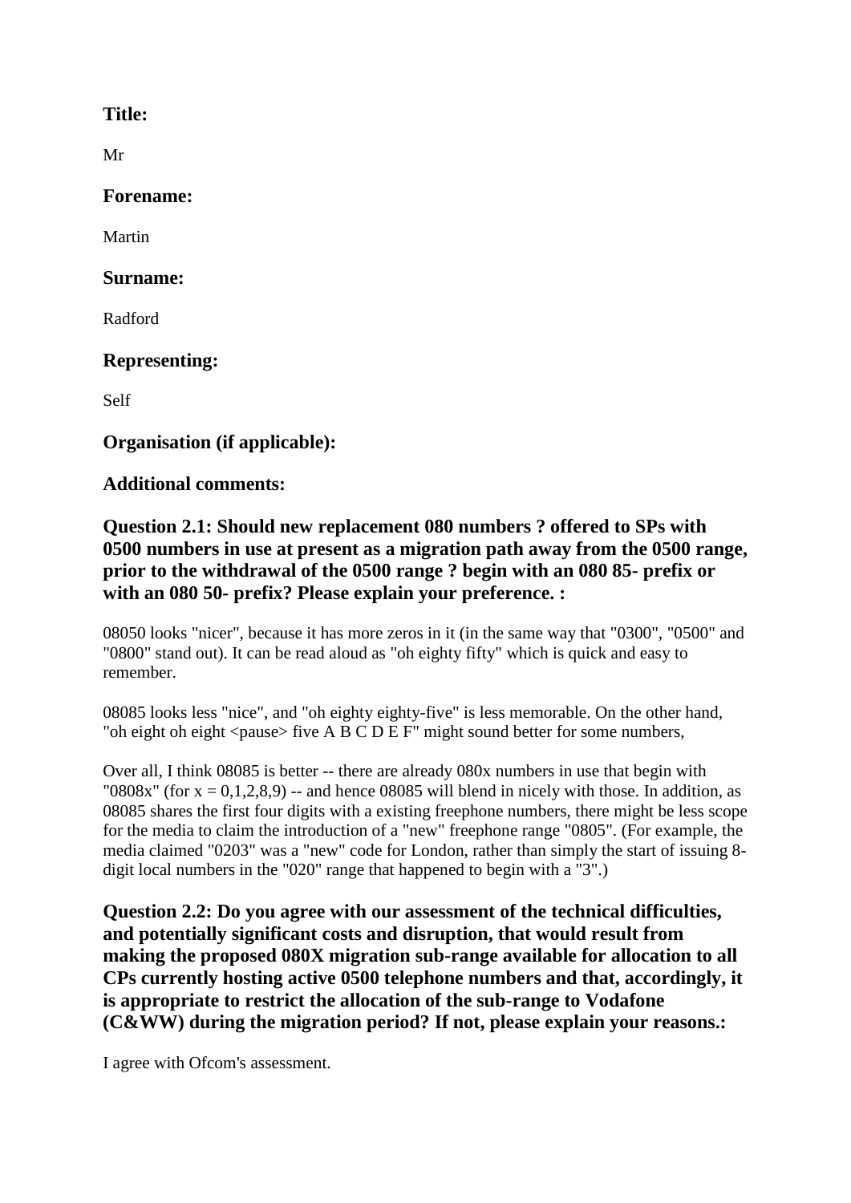**Title:**

Mr

**Forename:**

Martin

**Surname:**

Radford

**Representing:**

Self

**Organisation (if applicable):**

**Additional comments:**

**Question 2.1: Should new replacement 080 numbers ? offered to SPs with 0500 numbers in use at present as a migration path away from the 0500 range, prior to the withdrawal of the 0500 range ? begin with an 080 85- prefix or with an 080 50- prefix? Please explain your preference. :**

08050 looks "nicer", because it has more zeros in it (in the same way that "0300", "0500" and "0800" stand out). It can be read aloud as "oh eighty fifty" which is quick and easy to remember.

08085 looks less "nice", and "oh eighty eighty-five" is less memorable. On the other hand, "oh eight oh eight <pause> five A B C D E F" might sound better for some numbers,

Over all, I think 08085 is better -- there are already 080x numbers in use that begin with "0808x" (for x = 0,1,2,8,9) -- and hence 08085 will blend in nicely with those. In addition, as 08085 shares the first four digits with a existing freephone numbers, there might be less scope for the media to claim the introduction of a "new" freephone range "0805". (For example, the media claimed "0203" was a "new" code for London, rather than simply the start of issuing 8-digit local numbers in the "020" range that happened to begin with a "3".)

**Question 2.2: Do you agree with our assessment of the technical difficulties, and potentially significant costs and disruption, that would result from making the proposed 080X migration sub-range available for allocation to all CPs currently hosting active 0500 telephone numbers and that, accordingly, it is appropriate to restrict the allocation of the sub-range to Vodafone (C&WW) during the migration period? If not, please explain your reasons.:**

I agree with Ofcom's assessment.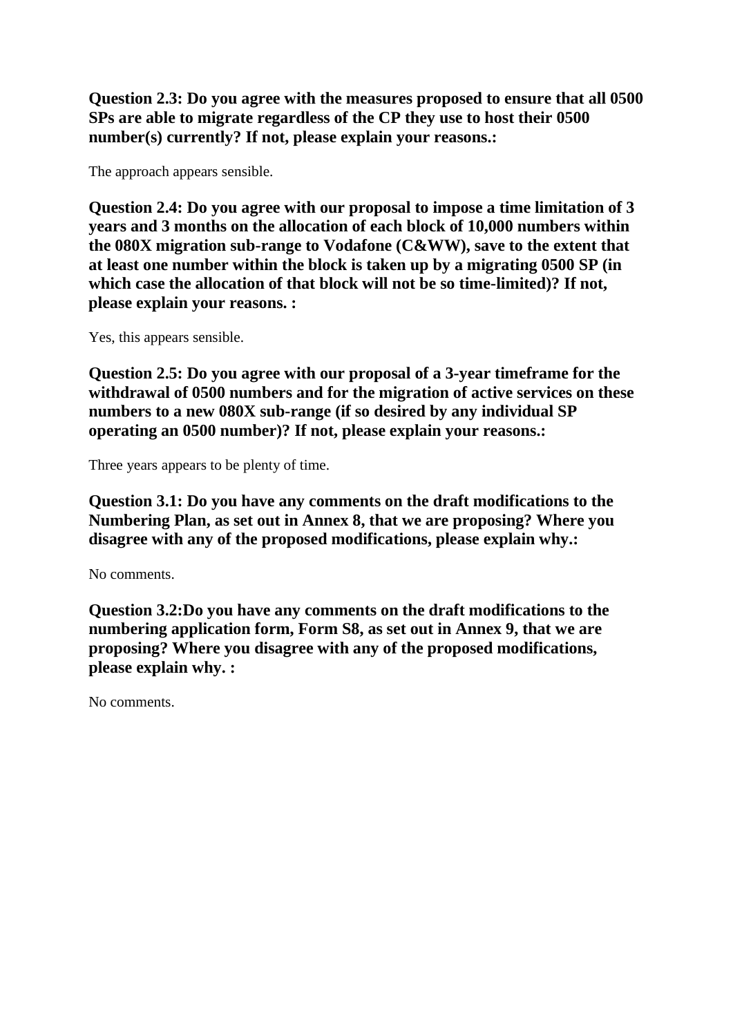**Question 2.3: Do you agree with the measures proposed to ensure that all 0500 SPs are able to migrate regardless of the CP they use to host their 0500 number(s) currently? If not, please explain your reasons.:**

The approach appears sensible.

**Question 2.4: Do you agree with our proposal to impose a time limitation of 3 years and 3 months on the allocation of each block of 10,000 numbers within the 080X migration sub-range to Vodafone (C&WW), save to the extent that at least one number within the block is taken up by a migrating 0500 SP (in which case the allocation of that block will not be so time-limited)? If not, please explain your reasons. :**

Yes, this appears sensible.

**Question 2.5: Do you agree with our proposal of a 3-year timeframe for the withdrawal of 0500 numbers and for the migration of active services on these numbers to a new 080X sub-range (if so desired by any individual SP operating an 0500 number)? If not, please explain your reasons.:**

Three years appears to be plenty of time.

**Question 3.1: Do you have any comments on the draft modifications to the Numbering Plan, as set out in Annex 8, that we are proposing? Where you disagree with any of the proposed modifications, please explain why.:**

No comments.

**Question 3.2:Do you have any comments on the draft modifications to the numbering application form, Form S8, as set out in Annex 9, that we are proposing? Where you disagree with any of the proposed modifications, please explain why. :**

No comments.